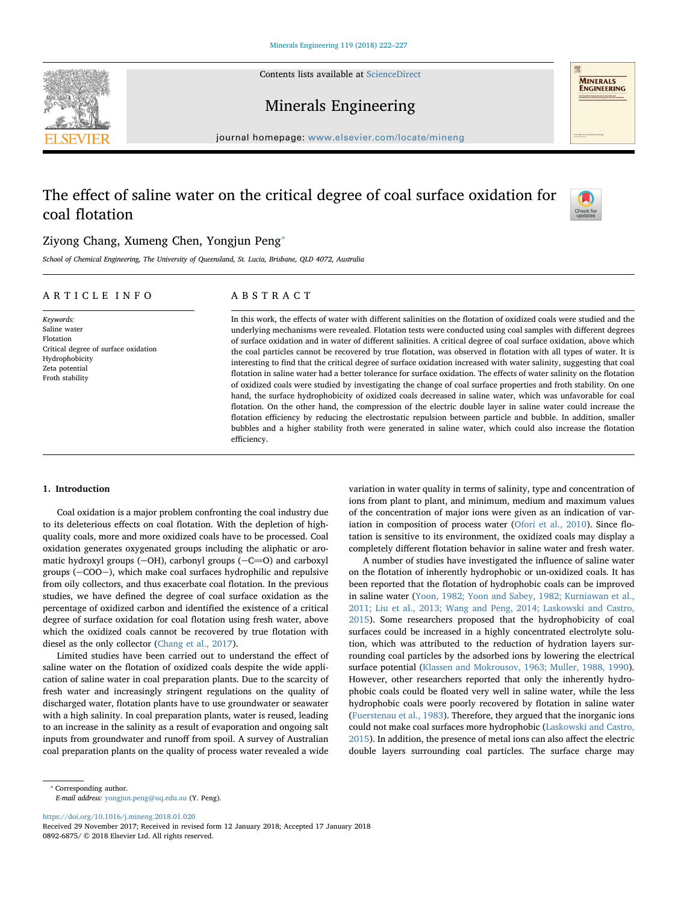# The effect of saline water on the critical degree of coal surface oxidation for coal flotation

Ziyong Chang, Xumeng Chen, Yongjun Peng*

*School of Chemical Engineering, The University of Queensland, St. Lucia, Brisbane, QLD 4072, Australia*

## ARTICLE INFO

*Keywords:*
Saline water
Flotation
Critical degree of surface oxidation
Hydrophobicity
Zeta potential
Froth stability

## ABSTRACT

In this work, the effects of water with different salinities on the flotation of oxidized coals were studied and the underlying mechanisms were revealed. Flotation tests were conducted using coal samples with different degrees of surface oxidation and in water of different salinities. A critical degree of coal surface oxidation, above which the coal particles cannot be recovered by true flotation, was observed in flotation with all types of water. It is interesting to find that the critical degree of surface oxidation increased with water salinity, suggesting that coal flotation in saline water had a better tolerance for surface oxidation. The effects of water salinity on the flotation of oxidized coals were studied by investigating the change of coal surface properties and froth stability. On one hand, the surface hydrophobicity of oxidized coals decreased in saline water, which was unfavorable for coal flotation. On the other hand, the compression of the electric double layer in saline water could increase the flotation efficiency by reducing the electrostatic repulsion between particle and bubble. In addition, smaller bubbles and a higher stability froth were generated in saline water, which could also increase the flotation efficiency.

## 1. Introduction

Coal oxidation is a major problem confronting the coal industry due to its deleterious effects on coal flotation. With the depletion of high-quality coals, more and more oxidized coals have to be processed. Coal oxidation generates oxygenated groups including the aliphatic or aromatic hydroxyl groups (−OH), carbonyl groups (−C═O) and carboxyl groups (−COO−), which make coal surfaces hydrophilic and repulsive from oily collectors, and thus exacerbate coal flotation. In the previous studies, we have defined the degree of coal surface oxidation as the percentage of oxidized carbon and identified the existence of a critical degree of surface oxidation for coal flotation using fresh water, above which the oxidized coals cannot be recovered by true flotation with diesel as the only collector (Chang et al., 2017).

Limited studies have been carried out to understand the effect of saline water on the flotation of oxidized coals despite the wide application of saline water in coal preparation plants. Due to the scarcity of fresh water and increasingly stringent regulations on the quality of discharged water, flotation plants have to use groundwater or seawater with a high salinity. In coal preparation plants, water is reused, leading to an increase in the salinity as a result of evaporation and ongoing salt inputs from groundwater and runoff from spoil. A survey of Australian coal preparation plants on the quality of process water revealed a wide variation in water quality in terms of salinity, type and concentration of ions from plant to plant, and minimum, medium and maximum values of the concentration of major ions were given as an indication of variation in composition of process water (Ofori et al., 2010). Since flotation is sensitive to its environment, the oxidized coals may display a completely different flotation behavior in saline water and fresh water.

A number of studies have investigated the influence of saline water on the flotation of inherently hydrophobic or un-oxidized coals. It has been reported that the flotation of hydrophobic coals can be improved in saline water (Yoon, 1982; Yoon and Sabey, 1982; Kurniawan et al., 2011; Liu et al., 2013; Wang and Peng, 2014; Laskowski and Castro, 2015). Some researchers proposed that the hydrophobicity of coal surfaces could be increased in a highly concentrated electrolyte solution, which was attributed to the reduction of hydration layers surrounding coal particles by the adsorbed ions by lowering the electrical surface potential (Klassen and Mokrousov, 1963; Muller, 1988, 1990). However, other researchers reported that only the inherently hydrophobic coals could be floated very well in saline water, while the less hydrophobic coals were poorly recovered by flotation in saline water (Fuerstenau et al., 1983). Therefore, they argued that the inorganic ions could not make coal surfaces more hydrophobic (Laskowski and Castro, 2015). In addition, the presence of metal ions can also affect the electric double layers surrounding coal particles. The surface charge may

* Corresponding author.
*E-mail address:* yongjun.peng@uq.edu.au (Y. Peng).

https://doi.org/10.1016/j.mineng.2018.01.020
Received 29 November 2017; Received in revised form 12 January 2018; Accepted 17 January 2018
0892-6875/ © 2018 Elsevier Ltd. All rights reserved.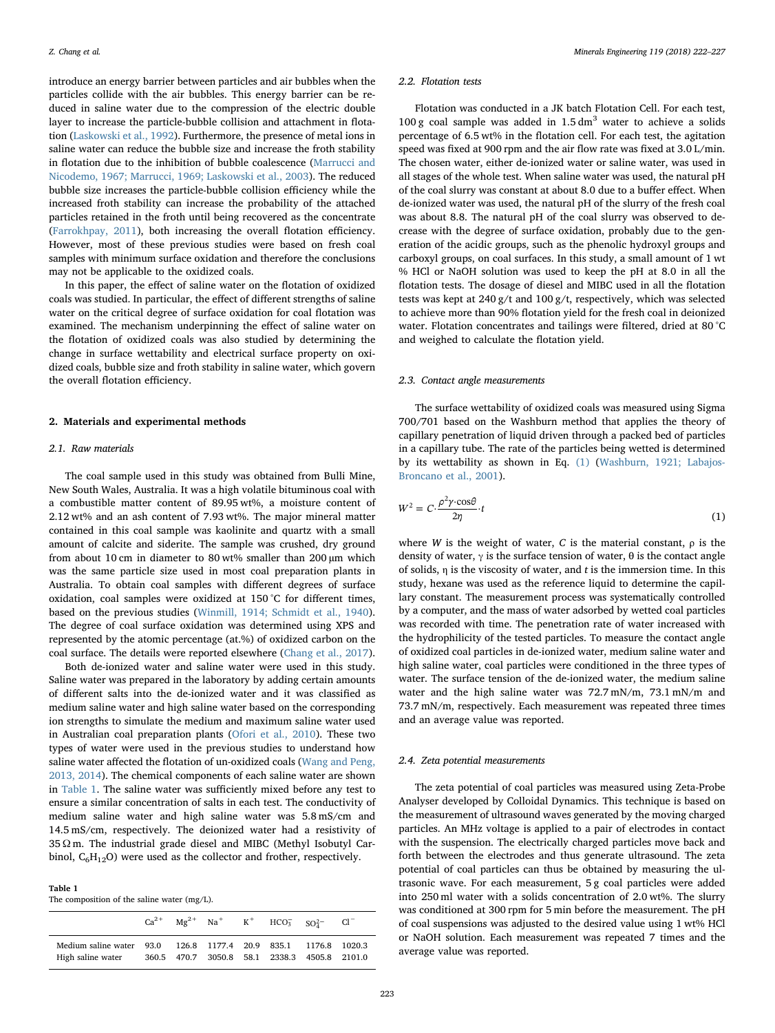introduce an energy barrier between particles and air bubbles when the particles collide with the air bubbles. This energy barrier can be reduced in saline water due to the compression of the electric double layer to increase the particle-bubble collision and attachment in flotation (Laskowski et al., 1992). Furthermore, the presence of metal ions in saline water can reduce the bubble size and increase the froth stability in flotation due to the inhibition of bubble coalescence (Marrucci and Nicodemo, 1967; Marrucci, 1969; Laskowski et al., 2003). The reduced bubble size increases the particle-bubble collision efficiency while the increased froth stability can increase the probability of the attached particles retained in the froth until being recovered as the concentrate (Farrokhpay, 2011), both increasing the overall flotation efficiency. However, most of these previous studies were based on fresh coal samples with minimum surface oxidation and therefore the conclusions may not be applicable to the oxidized coals.

In this paper, the effect of saline water on the flotation of oxidized coals was studied. In particular, the effect of different strengths of saline water on the critical degree of surface oxidation for coal flotation was examined. The mechanism underpinning the effect of saline water on the flotation of oxidized coals was also studied by determining the change in surface wettability and electrical surface property on oxidized coals, bubble size and froth stability in saline water, which govern the overall flotation efficiency.

## 2. Materials and experimental methods

### 2.1. Raw materials

The coal sample used in this study was obtained from Bulli Mine, New South Wales, Australia. It was a high volatile bituminous coal with a combustible matter content of 89.95 wt%, a moisture content of 2.12 wt% and an ash content of 7.93 wt%. The major mineral matter contained in this coal sample was kaolinite and quartz with a small amount of calcite and siderite. The sample was crushed, dry ground from about 10 cm in diameter to 80 wt% smaller than 200 μm which was the same particle size used in most coal preparation plants in Australia. To obtain coal samples with different degrees of surface oxidation, coal samples were oxidized at 150 °C for different times, based on the previous studies (Winmill, 1914; Schmidt et al., 1940). The degree of coal surface oxidation was determined using XPS and represented by the atomic percentage (at.%) of oxidized carbon on the coal surface. The details were reported elsewhere (Chang et al., 2017).

Both de-ionized water and saline water were used in this study. Saline water was prepared in the laboratory by adding certain amounts of different salts into the de-ionized water and it was classified as medium saline water and high saline water based on the corresponding ion strengths to simulate the medium and maximum saline water used in Australian coal preparation plants (Ofori et al., 2010). These two types of water were used in the previous studies to understand how saline water affected the flotation of un-oxidized coals (Wang and Peng, 2013, 2014). The chemical components of each saline water are shown in Table 1. The saline water was sufficiently mixed before any test to ensure a similar concentration of salts in each test. The conductivity of medium saline water and high saline water was 5.8 mS/cm and 14.5 mS/cm, respectively. The deionized water had a resistivity of 35 Ω m. The industrial grade diesel and MIBC (Methyl Isobutyl Carbinol, $C_6H_{12}O$) were used as the collector and frother, respectively.

**Table 1**
The composition of the saline water (mg/L).

| | $Ca^{2+}$ | $Mg^{2+}$ | $Na^{+}$ | $K^{+}$ | $HCO_3^-$ | $SO_4^{2-}$ | $Cl^-$ |
|---|---|---|---|---|---|---|---|
| Medium saline water | 93.0 | 126.8 | 1177.4 | 20.9 | 835.1 | 1176.8 | 1020.3 |
| High saline water | 360.5 | 470.7 | 3050.8 | 58.1 | 2338.3 | 4505.8 | 2101.0 |

### 2.2. Flotation tests

Flotation was conducted in a JK batch Flotation Cell. For each test, 100 g coal sample was added in 1.5 $dm^3$ water to achieve a solids percentage of 6.5 wt% in the flotation cell. For each test, the agitation speed was fixed at 900 rpm and the air flow rate was fixed at 3.0 L/min. The chosen water, either de-ionized water or saline water, was used in all stages of the whole test. When saline water was used, the natural pH of the coal slurry was constant at about 8.0 due to a buffer effect. When de-ionized water was used, the natural pH of the slurry of the fresh coal was about 8.8. The natural pH of the coal slurry was observed to decrease with the degree of surface oxidation, probably due to the generation of the acidic groups, such as the phenolic hydroxyl groups and carboxyl groups, on coal surfaces. In this study, a small amount of 1 wt % HCl or NaOH solution was used to keep the pH at 8.0 in all the flotation tests. The dosage of diesel and MIBC used in all the flotation tests was kept at 240 g/t and 100 g/t, respectively, which was selected to achieve more than 90% flotation yield for the fresh coal in deionized water. Flotation concentrates and tailings were filtered, dried at 80 °C and weighed to calculate the flotation yield.

### 2.3. Contact angle measurements

The surface wettability of oxidized coals was measured using Sigma 700/701 based on the Washburn method that applies the theory of capillary penetration of liquid driven through a packed bed of particles in a capillary tube. The rate of the particles being wetted is determined by its wettability as shown in Eq. (1) (Washburn, 1921; Labajos-Broncano et al., 2001).

$$W^2 = C \cdot \frac{\rho^2 \gamma \cdot \cos\theta}{2\eta} \cdot t \tag{1}$$

where $W$ is the weight of water, $C$ is the material constant, ρ is the density of water, γ is the surface tension of water, θ is the contact angle of solids, η is the viscosity of water, and $t$ is the immersion time. In this study, hexane was used as the reference liquid to determine the capillary constant. The measurement process was systematically controlled by a computer, and the mass of water adsorbed by wetted coal particles was recorded with time. The penetration rate of water increased with the hydrophilicity of the tested particles. To measure the contact angle of oxidized coal particles in de-ionized water, medium saline water and high saline water, coal particles were conditioned in the three types of water. The surface tension of the de-ionized water, the medium saline water and the high saline water was 72.7 mN/m, 73.1 mN/m and 73.7 mN/m, respectively. Each measurement was repeated three times and an average value was reported.

### 2.4. Zeta potential measurements

The zeta potential of coal particles was measured using Zeta-Probe Analyser developed by Colloidal Dynamics. This technique is based on the measurement of ultrasound waves generated by the moving charged particles. An MHz voltage is applied to a pair of electrodes in contact with the suspension. The electrically charged particles move back and forth between the electrodes and thus generate ultrasound. The zeta potential of coal particles can thus be obtained by measuring the ultrasonic wave. For each measurement, 5 g coal particles were added into 250 ml water with a solids concentration of 2.0 wt%. The slurry was conditioned at 300 rpm for 5 min before the measurement. The pH of coal suspensions was adjusted to the desired value using 1 wt% HCl or NaOH solution. Each measurement was repeated 7 times and the average value was reported.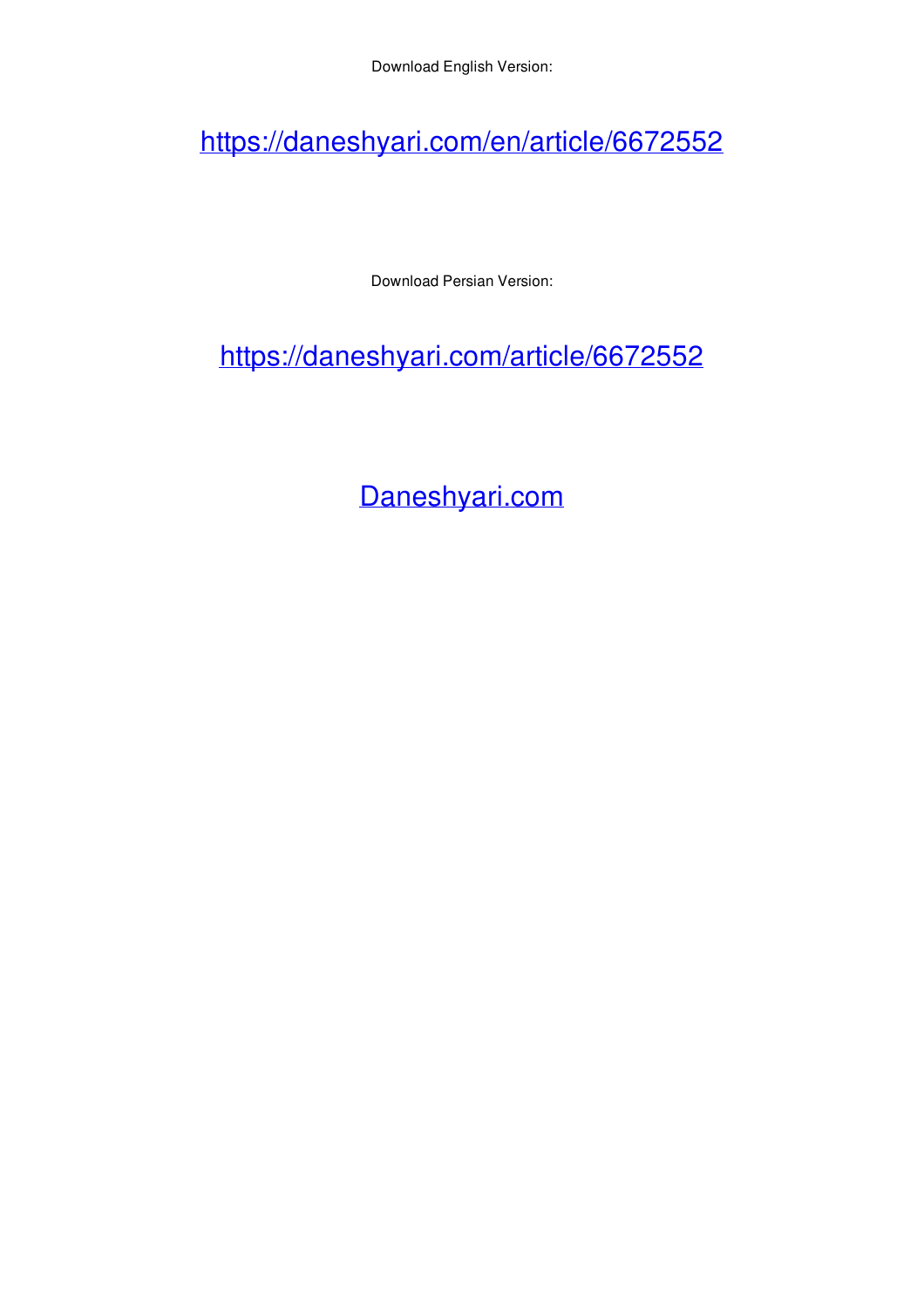Download English Version:

https://daneshyari.com/en/article/6672552

Download Persian Version:

https://daneshyari.com/article/6672552

Daneshyari.com